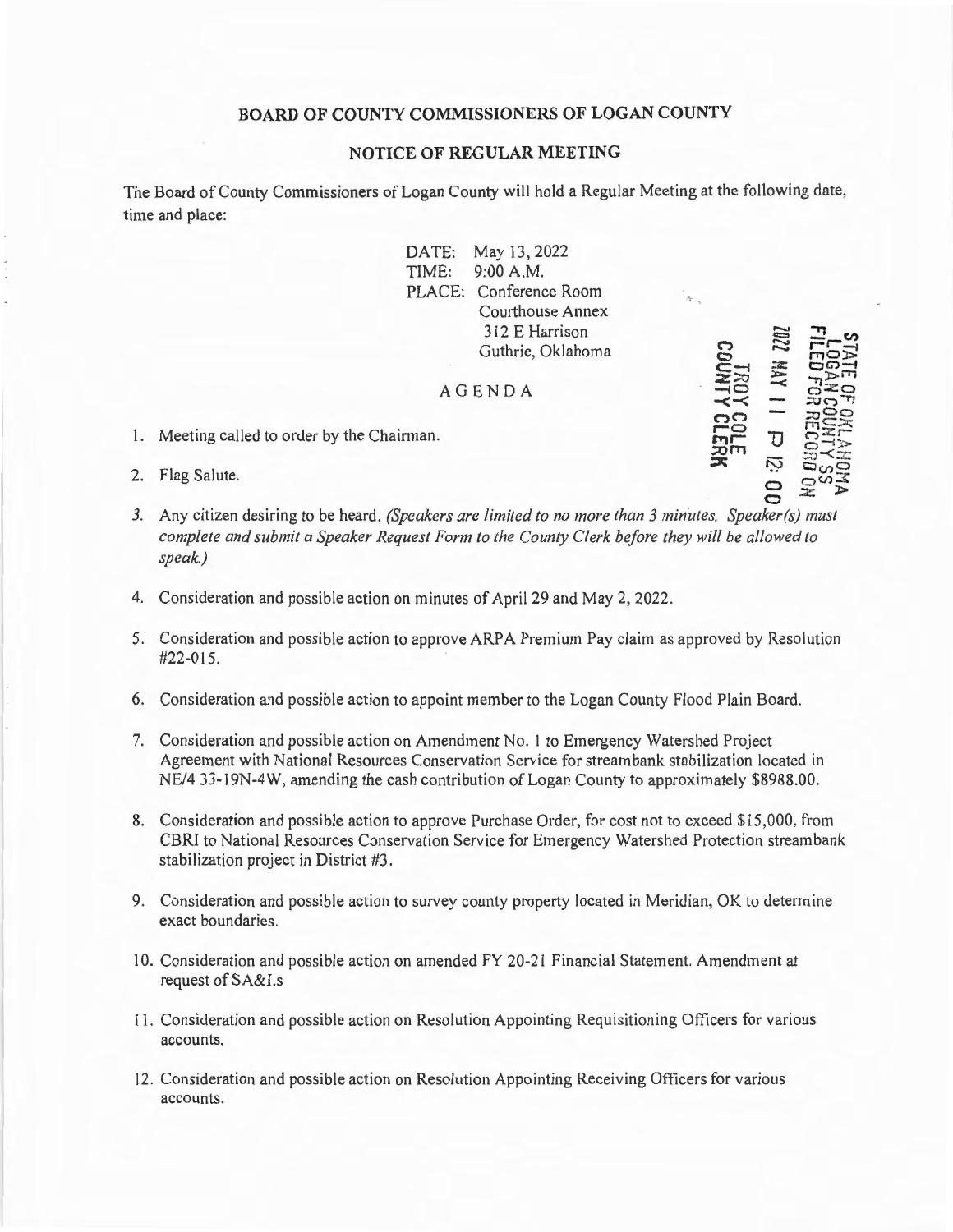# BOARD OF COUNTY COMMISSIONERS OF LOGAN COUNTY

## NOTICE OF REGULAR MEETING

The Board of County Commissioners of Logan County will hold a Regular Meeting at the following date, time and place:

DATE: May 13, 2022
TIME: 9:00 A.M.
PLACE: Conference Room
Courthouse Annex
312 E Harrison
Guthrie, Oklahoma

STATE OF OKLAHOMA
LOGAN COUNTY SS
FILED FOR RECORD ON
2022 MAY 11 P 12: 00
TROY COLE
COUNTY CLERK

## AGENDA

1. Meeting called to order by the Chairman.
2. Flag Salute.
3. Any citizen desiring to be heard. *(Speakers are limited to no more than 3 minutes. Speaker(s) must complete and submit a Speaker Request Form to the County Clerk before they will be allowed to speak.)*
4. Consideration and possible action on minutes of April 29 and May 2, 2022.
5. Consideration and possible action to approve ARPA Premium Pay claim as approved by Resolution #22-015.
6. Consideration and possible action to appoint member to the Logan County Flood Plain Board.
7. Consideration and possible action on Amendment No. 1 to Emergency Watershed Project Agreement with National Resources Conservation Service for streambank stabilization located in NE/4 33-19N-4W, amending the cash contribution of Logan County to approximately $8988.00.
8. Consideration and possible action to approve Purchase Order, for cost not to exceed $15,000, from CBRI to National Resources Conservation Service for Emergency Watershed Protection streambank stabilization project in District #3.
9. Consideration and possible action to survey county property located in Meridian, OK to determine exact boundaries.
10. Consideration and possible action on amended FY 20-21 Financial Statement. Amendment at request of SA&I.s
11. Consideration and possible action on Resolution Appointing Requisitioning Officers for various accounts.
12. Consideration and possible action on Resolution Appointing Receiving Officers for various accounts.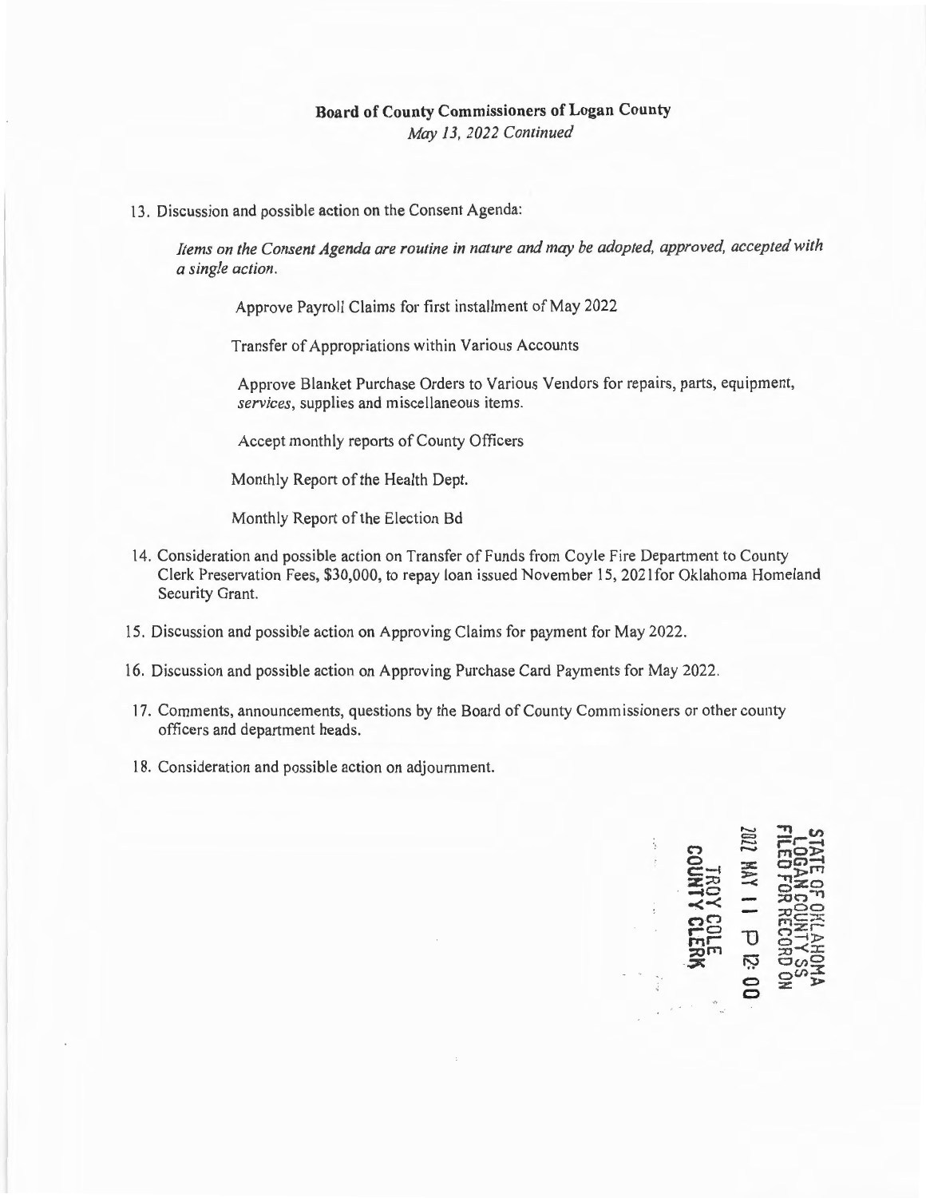**Board of County Commissioners of Logan County**
*May 13, 2022 Continued*

13. Discussion and possible action on the Consent Agenda:

    *Items on the Consent Agenda are routine in nature and may be adopted, approved, accepted with a single action.*

    Approve Payroll Claims for first installment of May 2022

    Transfer of Appropriations within Various Accounts

    Approve Blanket Purchase Orders to Various Vendors for repairs, parts, equipment, *services*, supplies and miscellaneous items.

    Accept monthly reports of County Officers

    Monthly Report of the Health Dept.

    Monthly Report of the Election Bd

14. Consideration and possible action on Transfer of Funds from Coyle Fire Department to County Clerk Preservation Fees, $30,000, to repay loan issued November 15, 2021for Oklahoma Homeland Security Grant.

15. Discussion and possible action on Approving Claims for payment for May 2022.

16. Discussion and possible action on Approving Purchase Card Payments for May 2022.

17. Comments, announcements, questions by the Board of County Commissioners or other county officers and department heads.

18. Consideration and possible action on adjournment.

STATE OF OKLAHOMA
LOGAN COUNTY SS
FILED FOR RECORD ON
2022 MAY 11 P 12:00
TROY COLE
COUNTY CLERK